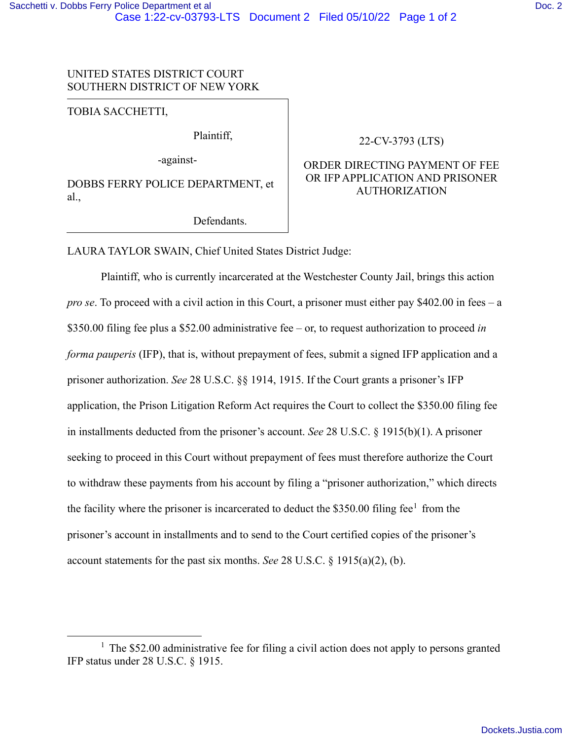UNITED STATES DISTRICT COURT
SOUTHERN DISTRICT OF NEW YORK

TOBIA SACCHETTI,

Plaintiff,

-against-

DOBBS FERRY POLICE DEPARTMENT, et al.,

Defendants.

22-CV-3793 (LTS)

ORDER DIRECTING PAYMENT OF FEE OR IFP APPLICATION AND PRISONER AUTHORIZATION

LAURA TAYLOR SWAIN, Chief United States District Judge:

Plaintiff, who is currently incarcerated at the Westchester County Jail, brings this action *pro se*. To proceed with a civil action in this Court, a prisoner must either pay $402.00 in fees – a $350.00 filing fee plus a $52.00 administrative fee – or, to request authorization to proceed *in forma pauperis* (IFP), that is, without prepayment of fees, submit a signed IFP application and a prisoner authorization. *See* 28 U.S.C. §§ 1914, 1915. If the Court grants a prisoner's IFP application, the Prison Litigation Reform Act requires the Court to collect the $350.00 filing fee in installments deducted from the prisoner's account. *See* 28 U.S.C. § 1915(b)(1). A prisoner seeking to proceed in this Court without prepayment of fees must therefore authorize the Court to withdraw these payments from his account by filing a "prisoner authorization," which directs the facility where the prisoner is incarcerated to deduct the $350.00 filing fee[1] from the prisoner's account in installments and to send to the Court certified copies of the prisoner's account statements for the past six months. *See* 28 U.S.C. § 1915(a)(2), (b).

---

[1] The $52.00 administrative fee for filing a civil action does not apply to persons granted IFP status under 28 U.S.C. § 1915.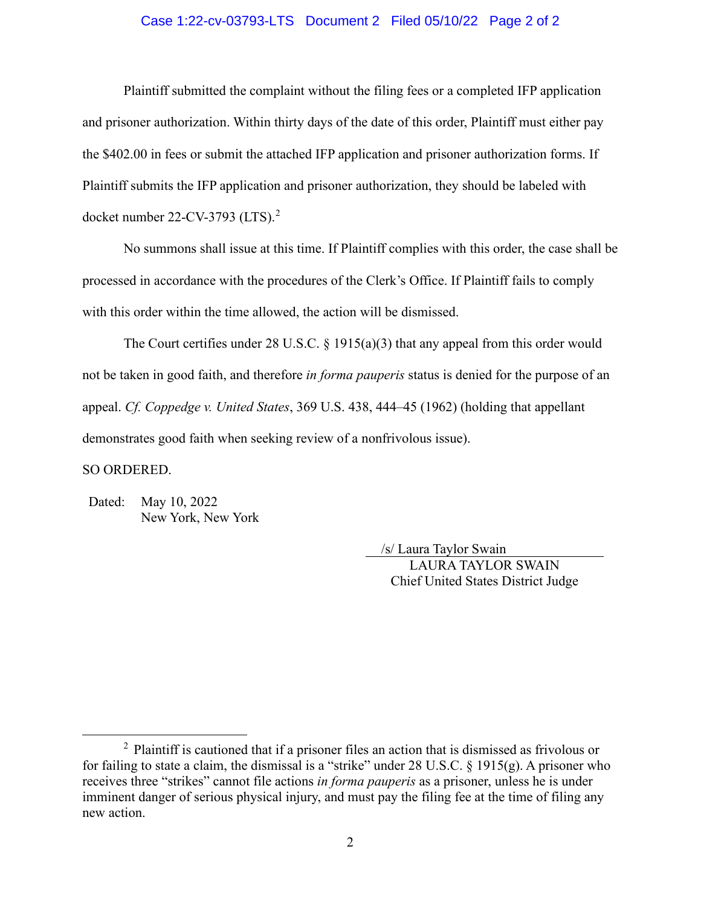Plaintiff submitted the complaint without the filing fees or a completed IFP application and prisoner authorization. Within thirty days of the date of this order, Plaintiff must either pay the $402.00 in fees or submit the attached IFP application and prisoner authorization forms. If Plaintiff submits the IFP application and prisoner authorization, they should be labeled with docket number 22-CV-3793 (LTS).[2]

No summons shall issue at this time. If Plaintiff complies with this order, the case shall be processed in accordance with the procedures of the Clerk's Office. If Plaintiff fails to comply with this order within the time allowed, the action will be dismissed.

The Court certifies under 28 U.S.C. § 1915(a)(3) that any appeal from this order would not be taken in good faith, and therefore *in forma pauperis* status is denied for the purpose of an appeal. *Cf. Coppedge v. United States*, 369 U.S. 438, 444–45 (1962) (holding that appellant demonstrates good faith when seeking review of a nonfrivolous issue).

SO ORDERED.

Dated: May 10, 2022
New York, New York

/s/ Laura Taylor Swain
LAURA TAYLOR SWAIN
Chief United States District Judge

[2] Plaintiff is cautioned that if a prisoner files an action that is dismissed as frivolous or for failing to state a claim, the dismissal is a "strike" under 28 U.S.C. § 1915(g). A prisoner who receives three "strikes" cannot file actions *in forma pauperis* as a prisoner, unless he is under imminent danger of serious physical injury, and must pay the filing fee at the time of filing any new action.